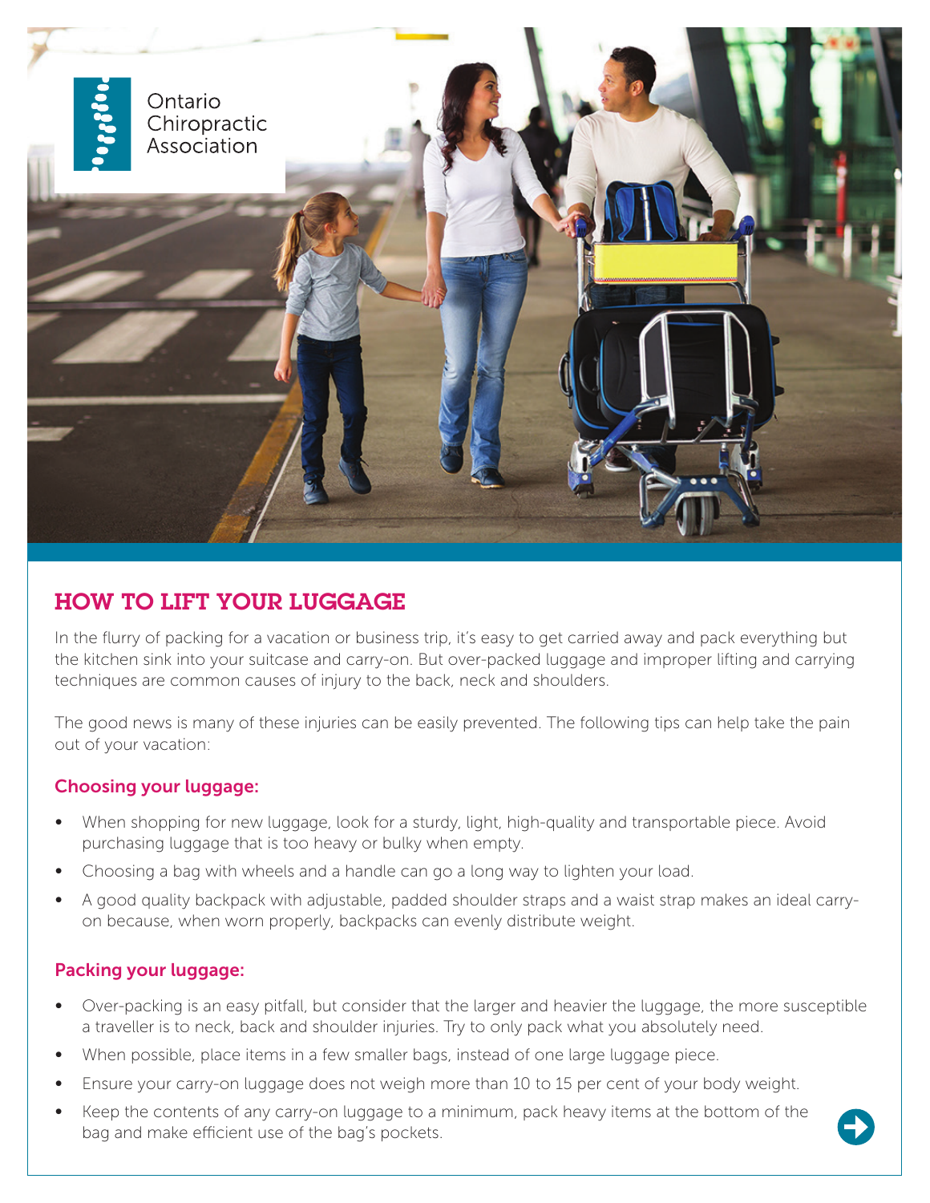Ontario Chiropractic Association

# HOW TO LIFT YOUR LUGGAGE

In the flurry of packing for a vacation or business trip, it's easy to get carried away and pack everything but the kitchen sink into your suitcase and carry-on. But over-packed luggage and improper lifting and carrying techniques are common causes of injury to the back, neck and shoulders.

The good news is many of these injuries can be easily prevented. The following tips can help take the pain out of your vacation:

## Choosing your luggage:

- When shopping for new luggage, look for a sturdy, light, high-quality and transportable piece. Avoid purchasing luggage that is too heavy or bulky when empty.
- Choosing a bag with wheels and a handle can go a long way to lighten your load.
- A good quality backpack with adjustable, padded shoulder straps and a waist strap makes an ideal carry-on because, when worn properly, backpacks can evenly distribute weight.

## Packing your luggage:

- Over-packing is an easy pitfall, but consider that the larger and heavier the luggage, the more susceptible a traveller is to neck, back and shoulder injuries. Try to only pack what you absolutely need.
- When possible, place items in a few smaller bags, instead of one large luggage piece.
- Ensure your carry-on luggage does not weigh more than 10 to 15 per cent of your body weight.
- Keep the contents of any carry-on luggage to a minimum, pack heavy items at the bottom of the bag and make efficient use of the bag's pockets.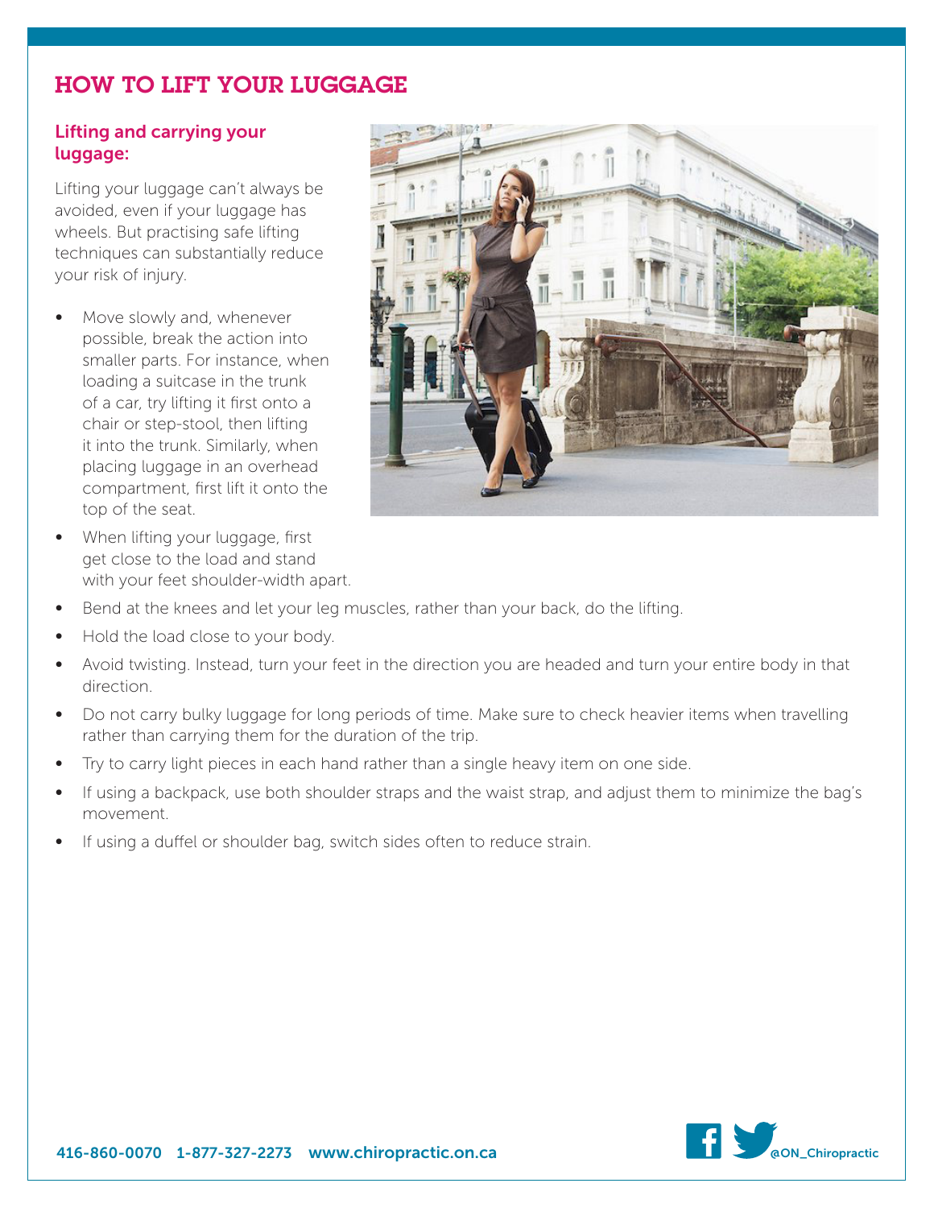# HOW TO LIFT YOUR LUGGAGE

## Lifting and carrying your luggage:

Lifting your luggage can't always be avoided, even if your luggage has wheels. But practising safe lifting techniques can substantially reduce your risk of injury.

- Move slowly and, whenever possible, break the action into smaller parts. For instance, when loading a suitcase in the trunk of a car, try lifting it first onto a chair or step-stool, then lifting it into the trunk. Similarly, when placing luggage in an overhead compartment, first lift it onto the top of the seat.
- When lifting your luggage, first get close to the load and stand with your feet shoulder-width apart.
- Bend at the knees and let your leg muscles, rather than your back, do the lifting.
- Hold the load close to your body.
- Avoid twisting. Instead, turn your feet in the direction you are headed and turn your entire body in that direction.
- Do not carry bulky luggage for long periods of time. Make sure to check heavier items when travelling rather than carrying them for the duration of the trip.
- Try to carry light pieces in each hand rather than a single heavy item on one side.
- If using a backpack, use both shoulder straps and the waist strap, and adjust them to minimize the bag's movement.
- If using a duffel or shoulder bag, switch sides often to reduce strain.

416-860-0070 1-877-327-2273 www.chiropractic.on.ca

@ON_Chiropractic